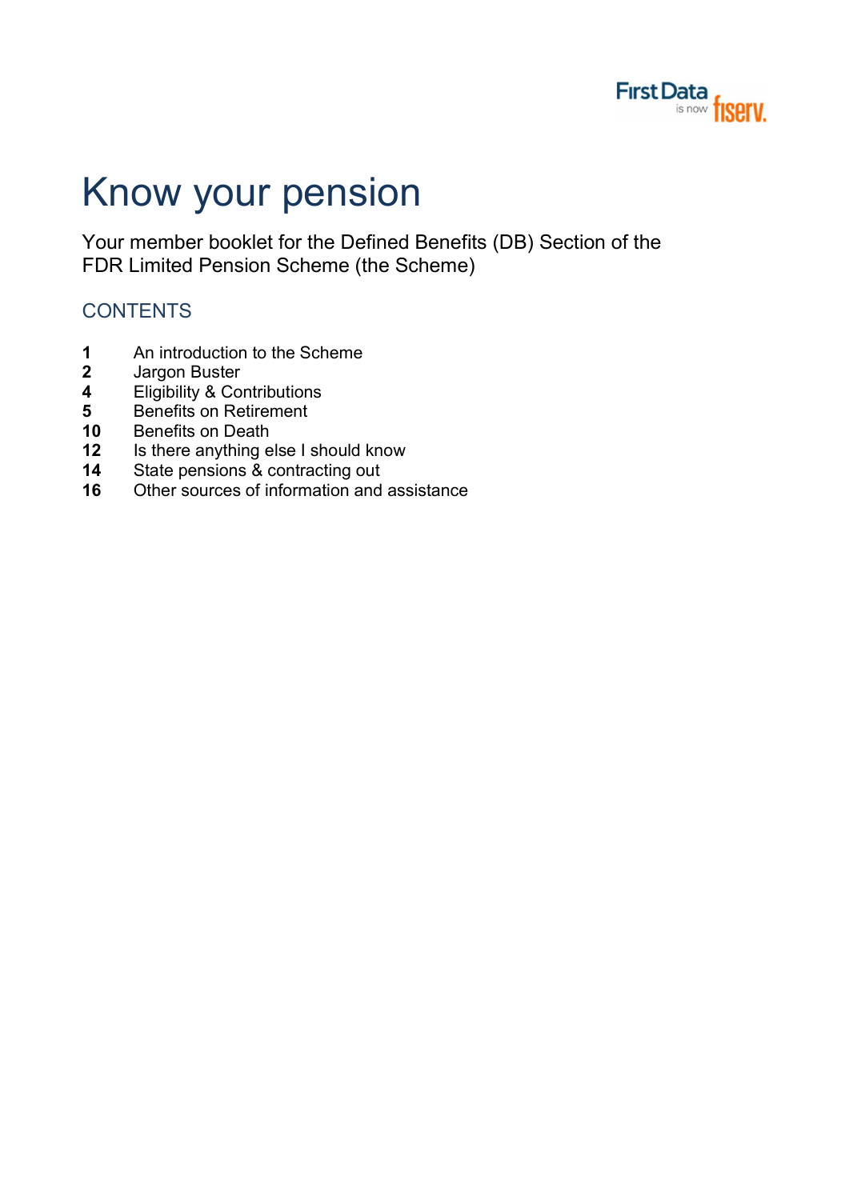First Data is now fiserv.

# Know your pension

Your member booklet for the Defined Benefits (DB) Section of the FDR Limited Pension Scheme (the Scheme)

## CONTENTS

| | |
|---|---|
| **1** | An introduction to the Scheme |
| **2** | Jargon Buster |
| **4** | Eligibility & Contributions |
| **5** | Benefits on Retirement |
| **10** | Benefits on Death |
| **12** | Is there anything else I should know |
| **14** | State pensions & contracting out |
| **16** | Other sources of information and assistance |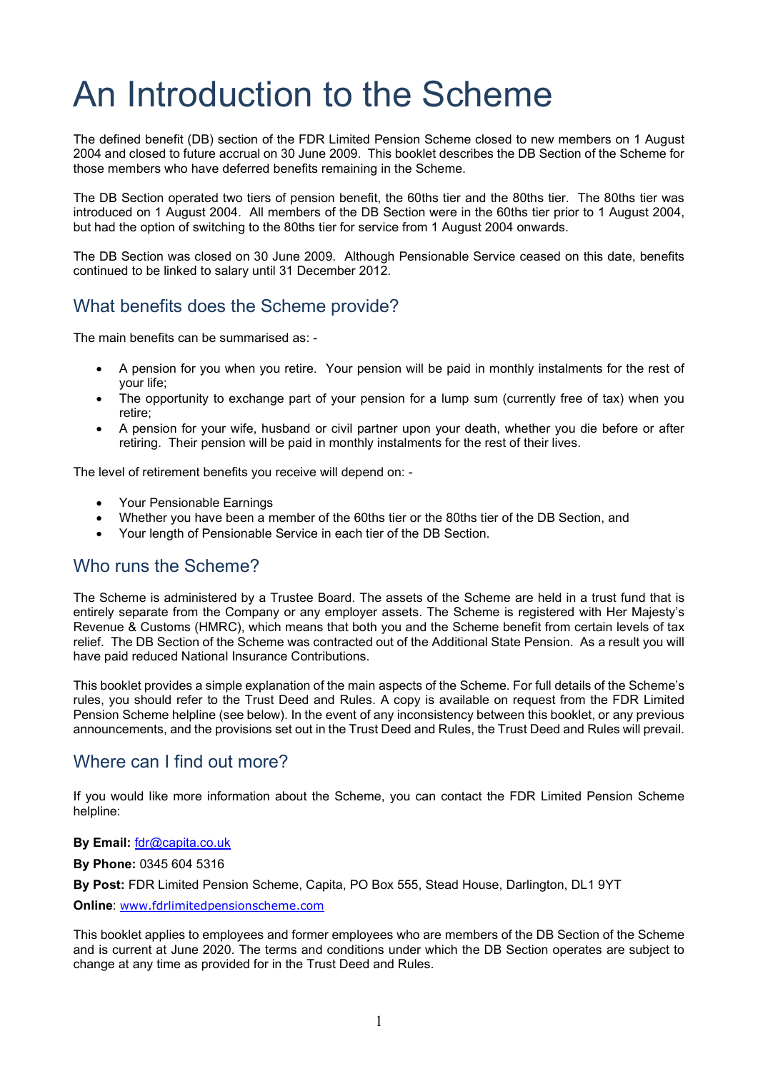# An Introduction to the Scheme

The defined benefit (DB) section of the FDR Limited Pension Scheme closed to new members on 1 August 2004 and closed to future accrual on 30 June 2009. This booklet describes the DB Section of the Scheme for those members who have deferred benefits remaining in the Scheme.

The DB Section operated two tiers of pension benefit, the 60ths tier and the 80ths tier. The 80ths tier was introduced on 1 August 2004. All members of the DB Section were in the 60ths tier prior to 1 August 2004, but had the option of switching to the 80ths tier for service from 1 August 2004 onwards.

The DB Section was closed on 30 June 2009. Although Pensionable Service ceased on this date, benefits continued to be linked to salary until 31 December 2012.

## What benefits does the Scheme provide?

The main benefits can be summarised as: -

- A pension for you when you retire. Your pension will be paid in monthly instalments for the rest of your life;
- The opportunity to exchange part of your pension for a lump sum (currently free of tax) when you retire;
- A pension for your wife, husband or civil partner upon your death, whether you die before or after retiring. Their pension will be paid in monthly instalments for the rest of their lives.

The level of retirement benefits you receive will depend on: -

- Your Pensionable Earnings
- Whether you have been a member of the 60ths tier or the 80ths tier of the DB Section, and
- Your length of Pensionable Service in each tier of the DB Section.

## Who runs the Scheme?

The Scheme is administered by a Trustee Board. The assets of the Scheme are held in a trust fund that is entirely separate from the Company or any employer assets. The Scheme is registered with Her Majesty's Revenue & Customs (HMRC), which means that both you and the Scheme benefit from certain levels of tax relief. The DB Section of the Scheme was contracted out of the Additional State Pension. As a result you will have paid reduced National Insurance Contributions.

This booklet provides a simple explanation of the main aspects of the Scheme. For full details of the Scheme's rules, you should refer to the Trust Deed and Rules. A copy is available on request from the FDR Limited Pension Scheme helpline (see below). In the event of any inconsistency between this booklet, or any previous announcements, and the provisions set out in the Trust Deed and Rules, the Trust Deed and Rules will prevail.

## Where can I find out more?

If you would like more information about the Scheme, you can contact the FDR Limited Pension Scheme helpline:

**By Email:** fdr@capita.co.uk

**By Phone:** 0345 604 5316

**By Post:** FDR Limited Pension Scheme, Capita, PO Box 555, Stead House, Darlington, DL1 9YT

**Online**: www.fdrlimitedpensionscheme.com

This booklet applies to employees and former employees who are members of the DB Section of the Scheme and is current at June 2020. The terms and conditions under which the DB Section operates are subject to change at any time as provided for in the Trust Deed and Rules.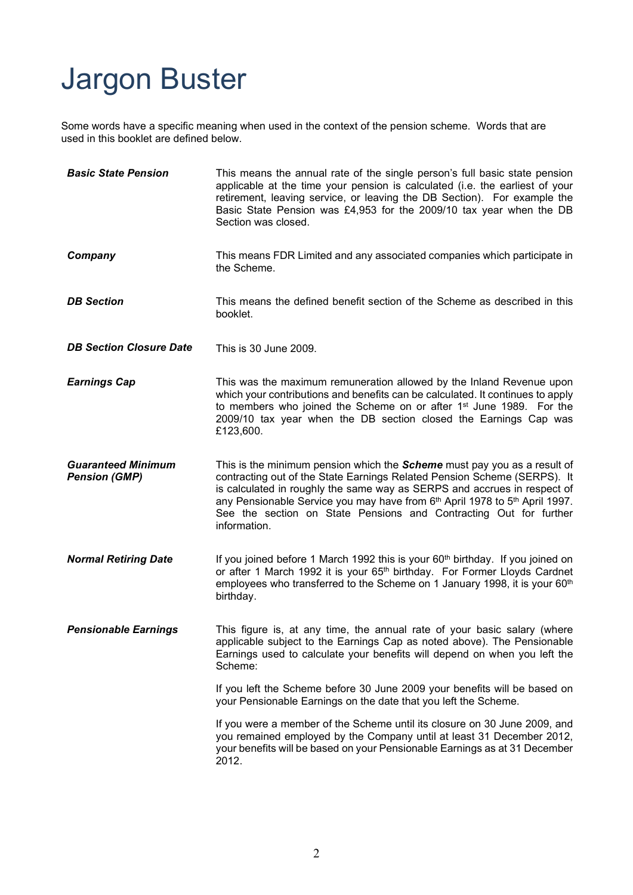# Jargon Buster

Some words have a specific meaning when used in the context of the pension scheme. Words that are used in this booklet are defined below.

***Basic State Pension***

This means the annual rate of the single person's full basic state pension applicable at the time your pension is calculated (i.e. the earliest of your retirement, leaving service, or leaving the DB Section). For example the Basic State Pension was £4,953 for the 2009/10 tax year when the DB Section was closed.

***Company***

This means FDR Limited and any associated companies which participate in the Scheme.

***DB Section***

This means the defined benefit section of the Scheme as described in this booklet.

***DB Section Closure Date***

This is 30 June 2009.

***Earnings Cap***

This was the maximum remuneration allowed by the Inland Revenue upon which your contributions and benefits can be calculated. It continues to apply to members who joined the Scheme on or after 1st June 1989. For the 2009/10 tax year when the DB section closed the Earnings Cap was £123,600.

***Guaranteed Minimum Pension (GMP)***

This is the minimum pension which the ***Scheme*** must pay you as a result of contracting out of the State Earnings Related Pension Scheme (SERPS). It is calculated in roughly the same way as SERPS and accrues in respect of any Pensionable Service you may have from 6th April 1978 to 5th April 1997. See the section on State Pensions and Contracting Out for further information.

***Normal Retiring Date***

If you joined before 1 March 1992 this is your 60th birthday. If you joined on or after 1 March 1992 it is your 65th birthday. For Former Lloyds Cardnet employees who transferred to the Scheme on 1 January 1998, it is your 60th birthday.

***Pensionable Earnings***

This figure is, at any time, the annual rate of your basic salary (where applicable subject to the Earnings Cap as noted above). The Pensionable Earnings used to calculate your benefits will depend on when you left the Scheme:

If you left the Scheme before 30 June 2009 your benefits will be based on your Pensionable Earnings on the date that you left the Scheme.

If you were a member of the Scheme until its closure on 30 June 2009, and you remained employed by the Company until at least 31 December 2012, your benefits will be based on your Pensionable Earnings as at 31 December 2012.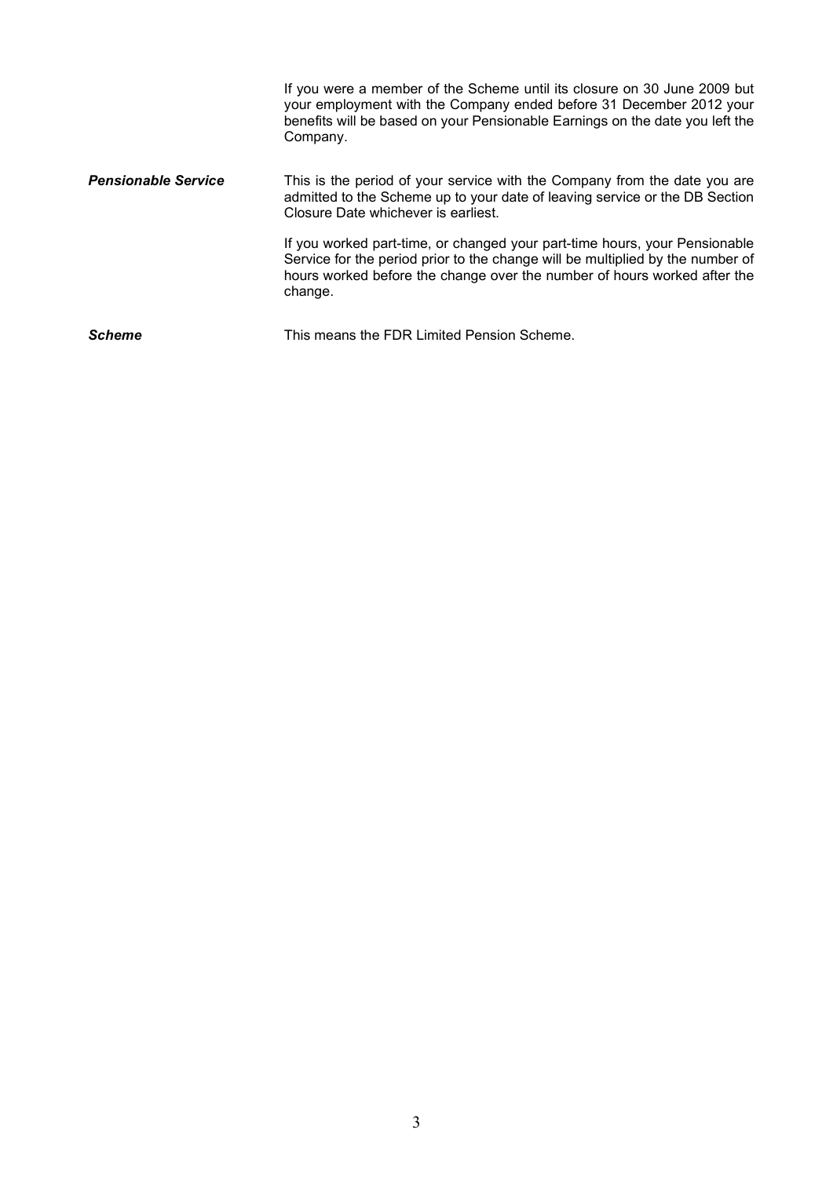If you were a member of the Scheme until its closure on 30 June 2009 but your employment with the Company ended before 31 December 2012 your benefits will be based on your Pensionable Earnings on the date you left the Company.

***Pensionable Service***

This is the period of your service with the Company from the date you are admitted to the Scheme up to your date of leaving service or the DB Section Closure Date whichever is earliest.

If you worked part-time, or changed your part-time hours, your Pensionable Service for the period prior to the change will be multiplied by the number of hours worked before the change over the number of hours worked after the change.

***Scheme***

This means the FDR Limited Pension Scheme.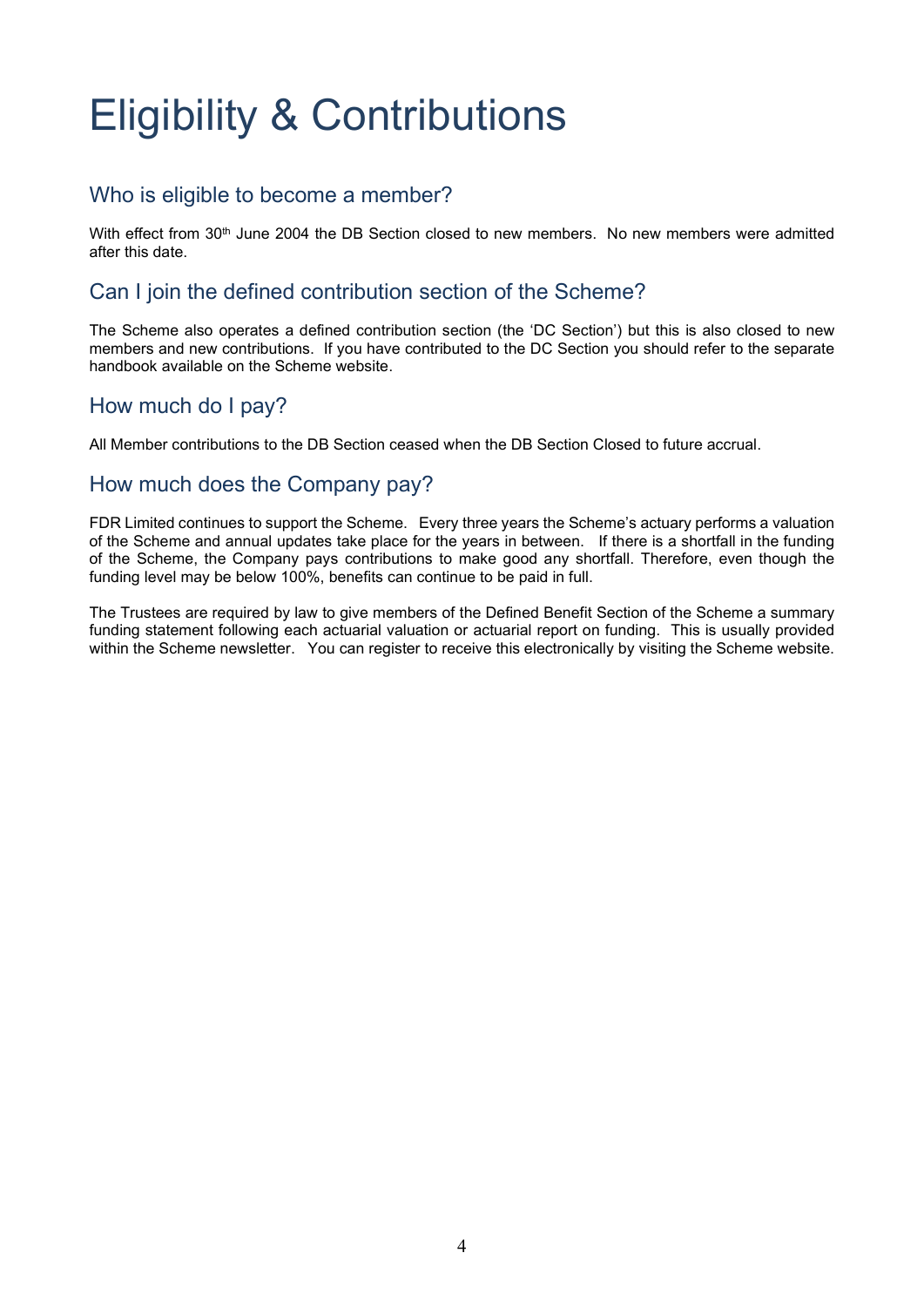# Eligibility & Contributions

## Who is eligible to become a member?

With effect from 30th June 2004 the DB Section closed to new members. No new members were admitted after this date.

## Can I join the defined contribution section of the Scheme?

The Scheme also operates a defined contribution section (the 'DC Section') but this is also closed to new members and new contributions. If you have contributed to the DC Section you should refer to the separate handbook available on the Scheme website.

## How much do I pay?

All Member contributions to the DB Section ceased when the DB Section Closed to future accrual.

## How much does the Company pay?

FDR Limited continues to support the Scheme. Every three years the Scheme's actuary performs a valuation of the Scheme and annual updates take place for the years in between. If there is a shortfall in the funding of the Scheme, the Company pays contributions to make good any shortfall. Therefore, even though the funding level may be below 100%, benefits can continue to be paid in full.

The Trustees are required by law to give members of the Defined Benefit Section of the Scheme a summary funding statement following each actuarial valuation or actuarial report on funding. This is usually provided within the Scheme newsletter. You can register to receive this electronically by visiting the Scheme website.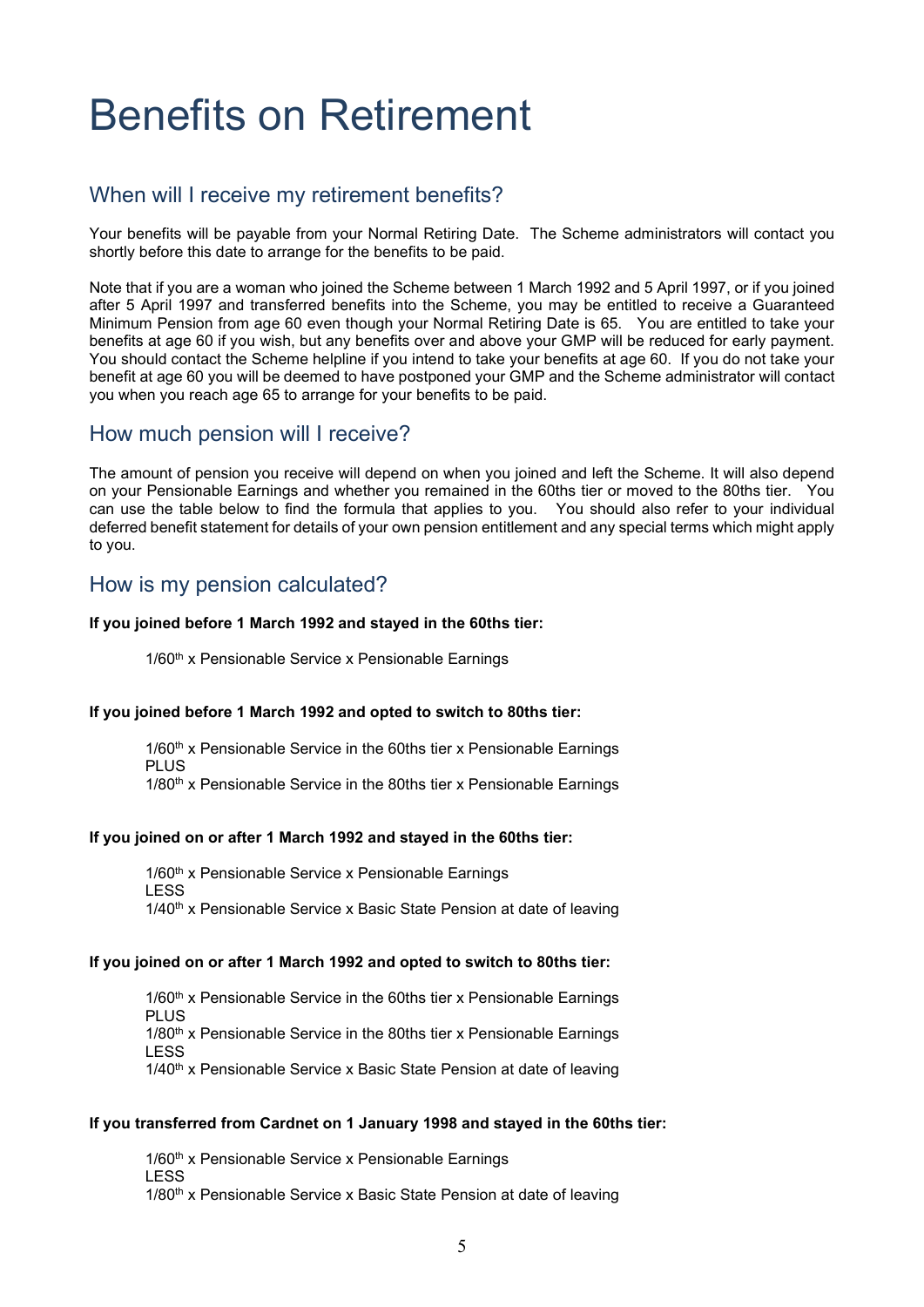# Benefits on Retirement

## When will I receive my retirement benefits?

Your benefits will be payable from your Normal Retiring Date. The Scheme administrators will contact you shortly before this date to arrange for the benefits to be paid.

Note that if you are a woman who joined the Scheme between 1 March 1992 and 5 April 1997, or if you joined after 5 April 1997 and transferred benefits into the Scheme, you may be entitled to receive a Guaranteed Minimum Pension from age 60 even though your Normal Retiring Date is 65. You are entitled to take your benefits at age 60 if you wish, but any benefits over and above your GMP will be reduced for early payment. You should contact the Scheme helpline if you intend to take your benefits at age 60. If you do not take your benefit at age 60 you will be deemed to have postponed your GMP and the Scheme administrator will contact you when you reach age 65 to arrange for your benefits to be paid.

## How much pension will I receive?

The amount of pension you receive will depend on when you joined and left the Scheme. It will also depend on your Pensionable Earnings and whether you remained in the 60ths tier or moved to the 80ths tier. You can use the table below to find the formula that applies to you. You should also refer to your individual deferred benefit statement for details of your own pension entitlement and any special terms which might apply to you.

## How is my pension calculated?

**If you joined before 1 March 1992 and stayed in the 60ths tier:**

1/60th x Pensionable Service x Pensionable Earnings

**If you joined before 1 March 1992 and opted to switch to 80ths tier:**

1/60th x Pensionable Service in the 60ths tier x Pensionable Earnings
PLUS
1/80th x Pensionable Service in the 80ths tier x Pensionable Earnings

**If you joined on or after 1 March 1992 and stayed in the 60ths tier:**

1/60th x Pensionable Service x Pensionable Earnings
LESS
1/40th x Pensionable Service x Basic State Pension at date of leaving

**If you joined on or after 1 March 1992 and opted to switch to 80ths tier:**

1/60th x Pensionable Service in the 60ths tier x Pensionable Earnings
PLUS
1/80th x Pensionable Service in the 80ths tier x Pensionable Earnings
LESS
1/40th x Pensionable Service x Basic State Pension at date of leaving

**If you transferred from Cardnet on 1 January 1998 and stayed in the 60ths tier:**

1/60th x Pensionable Service x Pensionable Earnings
LESS
1/80th x Pensionable Service x Basic State Pension at date of leaving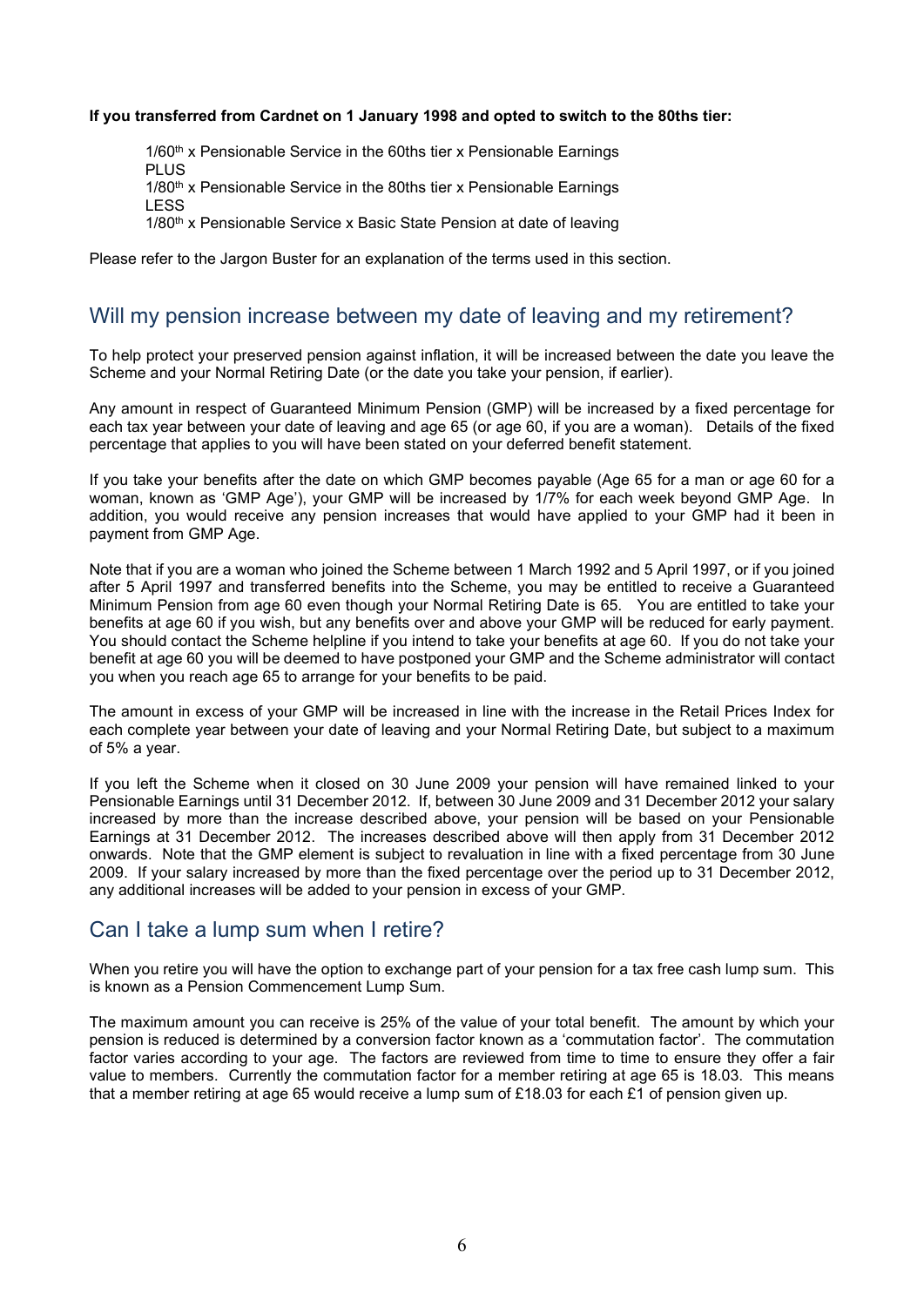**If you transferred from Cardnet on 1 January 1998 and opted to switch to the 80ths tier:**

> 1/60th x Pensionable Service in the 60ths tier x Pensionable Earnings
> PLUS
> 1/80th x Pensionable Service in the 80ths tier x Pensionable Earnings
> LESS
> 1/80th x Pensionable Service x Basic State Pension at date of leaving

Please refer to the Jargon Buster for an explanation of the terms used in this section.

## Will my pension increase between my date of leaving and my retirement?

To help protect your preserved pension against inflation, it will be increased between the date you leave the Scheme and your Normal Retiring Date (or the date you take your pension, if earlier).

Any amount in respect of Guaranteed Minimum Pension (GMP) will be increased by a fixed percentage for each tax year between your date of leaving and age 65 (or age 60, if you are a woman). Details of the fixed percentage that applies to you will have been stated on your deferred benefit statement.

If you take your benefits after the date on which GMP becomes payable (Age 65 for a man or age 60 for a woman, known as 'GMP Age'), your GMP will be increased by 1/7% for each week beyond GMP Age. In addition, you would receive any pension increases that would have applied to your GMP had it been in payment from GMP Age.

Note that if you are a woman who joined the Scheme between 1 March 1992 and 5 April 1997, or if you joined after 5 April 1997 and transferred benefits into the Scheme, you may be entitled to receive a Guaranteed Minimum Pension from age 60 even though your Normal Retiring Date is 65. You are entitled to take your benefits at age 60 if you wish, but any benefits over and above your GMP will be reduced for early payment. You should contact the Scheme helpline if you intend to take your benefits at age 60. If you do not take your benefit at age 60 you will be deemed to have postponed your GMP and the Scheme administrator will contact you when you reach age 65 to arrange for your benefits to be paid.

The amount in excess of your GMP will be increased in line with the increase in the Retail Prices Index for each complete year between your date of leaving and your Normal Retiring Date, but subject to a maximum of 5% a year.

If you left the Scheme when it closed on 30 June 2009 your pension will have remained linked to your Pensionable Earnings until 31 December 2012. If, between 30 June 2009 and 31 December 2012 your salary increased by more than the increase described above, your pension will be based on your Pensionable Earnings at 31 December 2012. The increases described above will then apply from 31 December 2012 onwards. Note that the GMP element is subject to revaluation in line with a fixed percentage from 30 June 2009. If your salary increased by more than the fixed percentage over the period up to 31 December 2012, any additional increases will be added to your pension in excess of your GMP.

## Can I take a lump sum when I retire?

When you retire you will have the option to exchange part of your pension for a tax free cash lump sum. This is known as a Pension Commencement Lump Sum.

The maximum amount you can receive is 25% of the value of your total benefit. The amount by which your pension is reduced is determined by a conversion factor known as a 'commutation factor'. The commutation factor varies according to your age. The factors are reviewed from time to time to ensure they offer a fair value to members. Currently the commutation factor for a member retiring at age 65 is 18.03. This means that a member retiring at age 65 would receive a lump sum of £18.03 for each £1 of pension given up.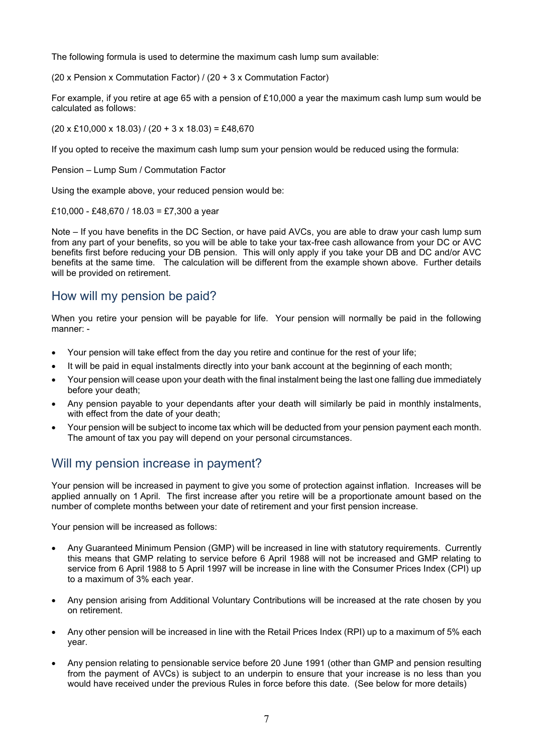The following formula is used to determine the maximum cash lump sum available:

(20 x Pension x Commutation Factor) / (20 + 3 x Commutation Factor)

For example, if you retire at age 65 with a pension of £10,000 a year the maximum cash lump sum would be calculated as follows:

(20 x £10,000 x 18.03) / (20 + 3 x 18.03) = £48,670

If you opted to receive the maximum cash lump sum your pension would be reduced using the formula:

Pension – Lump Sum / Commutation Factor

Using the example above, your reduced pension would be:

£10,000 - £48,670 / 18.03 = £7,300 a year

Note – If you have benefits in the DC Section, or have paid AVCs, you are able to draw your cash lump sum from any part of your benefits, so you will be able to take your tax-free cash allowance from your DC or AVC benefits first before reducing your DB pension. This will only apply if you take your DB and DC and/or AVC benefits at the same time. The calculation will be different from the example shown above. Further details will be provided on retirement.

## How will my pension be paid?

When you retire your pension will be payable for life. Your pension will normally be paid in the following manner: -

- Your pension will take effect from the day you retire and continue for the rest of your life;
- It will be paid in equal instalments directly into your bank account at the beginning of each month;
- Your pension will cease upon your death with the final instalment being the last one falling due immediately before your death;
- Any pension payable to your dependants after your death will similarly be paid in monthly instalments, with effect from the date of your death;
- Your pension will be subject to income tax which will be deducted from your pension payment each month. The amount of tax you pay will depend on your personal circumstances.

## Will my pension increase in payment?

Your pension will be increased in payment to give you some of protection against inflation. Increases will be applied annually on 1 April. The first increase after you retire will be a proportionate amount based on the number of complete months between your date of retirement and your first pension increase.

Your pension will be increased as follows:

- Any Guaranteed Minimum Pension (GMP) will be increased in line with statutory requirements. Currently this means that GMP relating to service before 6 April 1988 will not be increased and GMP relating to service from 6 April 1988 to 5 April 1997 will be increase in line with the Consumer Prices Index (CPI) up to a maximum of 3% each year.

- Any pension arising from Additional Voluntary Contributions will be increased at the rate chosen by you on retirement.

- Any other pension will be increased in line with the Retail Prices Index (RPI) up to a maximum of 5% each year.

- Any pension relating to pensionable service before 20 June 1991 (other than GMP and pension resulting from the payment of AVCs) is subject to an underpin to ensure that your increase is no less than you would have received under the previous Rules in force before this date. (See below for more details)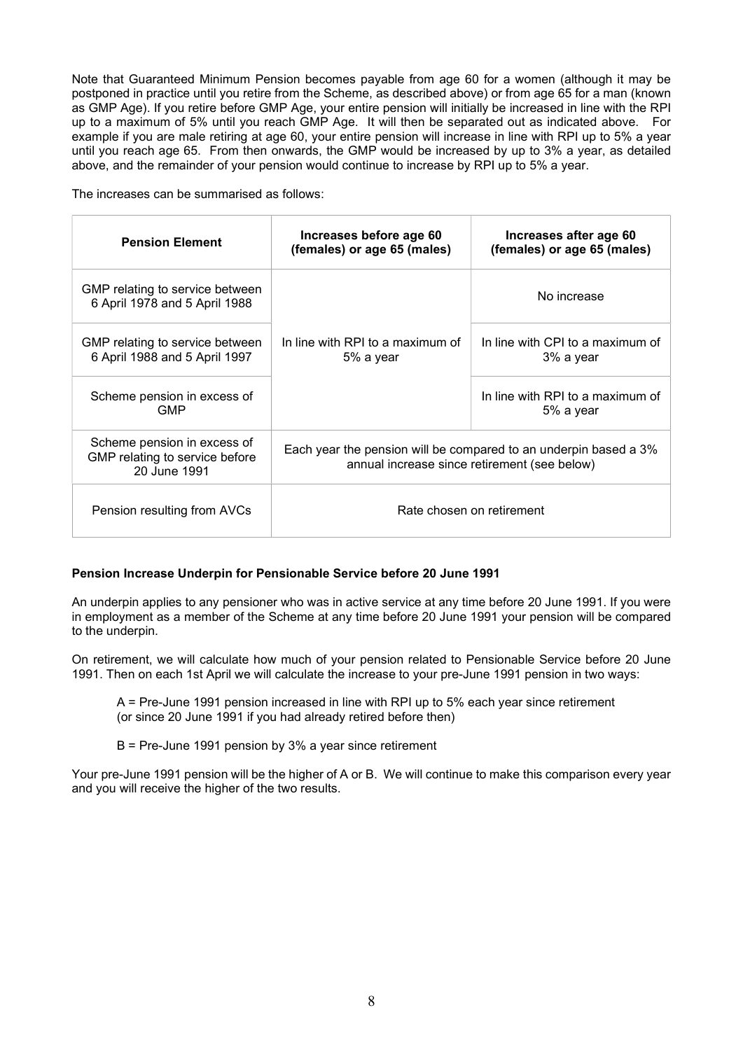Note that Guaranteed Minimum Pension becomes payable from age 60 for a women (although it may be postponed in practice until you retire from the Scheme, as described above) or from age 65 for a man (known as GMP Age). If you retire before GMP Age, your entire pension will initially be increased in line with the RPI up to a maximum of 5% until you reach GMP Age. It will then be separated out as indicated above. For example if you are male retiring at age 60, your entire pension will increase in line with RPI up to 5% a year until you reach age 65. From then onwards, the GMP would be increased by up to 3% a year, as detailed above, and the remainder of your pension would continue to increase by RPI up to 5% a year.

The increases can be summarised as follows:

| Pension Element | Increases before age 60 (females) or age 65 (males) | Increases after age 60 (females) or age 65 (males) |
|---|---|---|
| GMP relating to service between 6 April 1978 and 5 April 1988 | In line with RPI to a maximum of 5% a year | No increase |
| GMP relating to service between 6 April 1988 and 5 April 1997 | | In line with CPI to a maximum of 3% a year |
| Scheme pension in excess of GMP | | In line with RPI to a maximum of 5% a year |
| Scheme pension in excess of GMP relating to service before 20 June 1991 | Each year the pension will be compared to an underpin based a 3% annual increase since retirement (see below) | |
| Pension resulting from AVCs | Rate chosen on retirement | |

**Pension Increase Underpin for Pensionable Service before 20 June 1991**

An underpin applies to any pensioner who was in active service at any time before 20 June 1991. If you were in employment as a member of the Scheme at any time before 20 June 1991 your pension will be compared to the underpin.

On retirement, we will calculate how much of your pension related to Pensionable Service before 20 June 1991. Then on each 1st April we will calculate the increase to your pre-June 1991 pension in two ways:

A = Pre-June 1991 pension increased in line with RPI up to 5% each year since retirement (or since 20 June 1991 if you had already retired before then)

B = Pre-June 1991 pension by 3% a year since retirement

Your pre-June 1991 pension will be the higher of A or B. We will continue to make this comparison every year and you will receive the higher of the two results.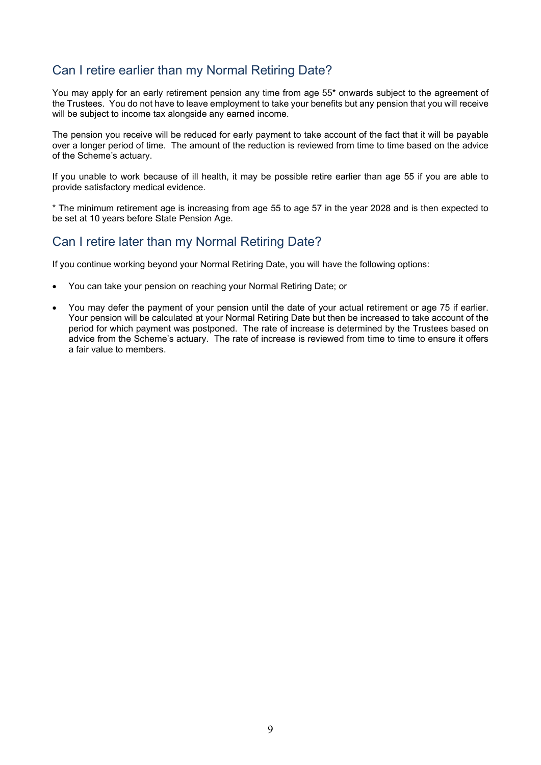## Can I retire earlier than my Normal Retiring Date?

You may apply for an early retirement pension any time from age 55* onwards subject to the agreement of the Trustees. You do not have to leave employment to take your benefits but any pension that you will receive will be subject to income tax alongside any earned income.

The pension you receive will be reduced for early payment to take account of the fact that it will be payable over a longer period of time. The amount of the reduction is reviewed from time to time based on the advice of the Scheme's actuary.

If you unable to work because of ill health, it may be possible retire earlier than age 55 if you are able to provide satisfactory medical evidence.

* The minimum retirement age is increasing from age 55 to age 57 in the year 2028 and is then expected to be set at 10 years before State Pension Age.

## Can I retire later than my Normal Retiring Date?

If you continue working beyond your Normal Retiring Date, you will have the following options:

- You can take your pension on reaching your Normal Retiring Date; or
- You may defer the payment of your pension until the date of your actual retirement or age 75 if earlier. Your pension will be calculated at your Normal Retiring Date but then be increased to take account of the period for which payment was postponed. The rate of increase is determined by the Trustees based on advice from the Scheme's actuary. The rate of increase is reviewed from time to time to ensure it offers a fair value to members.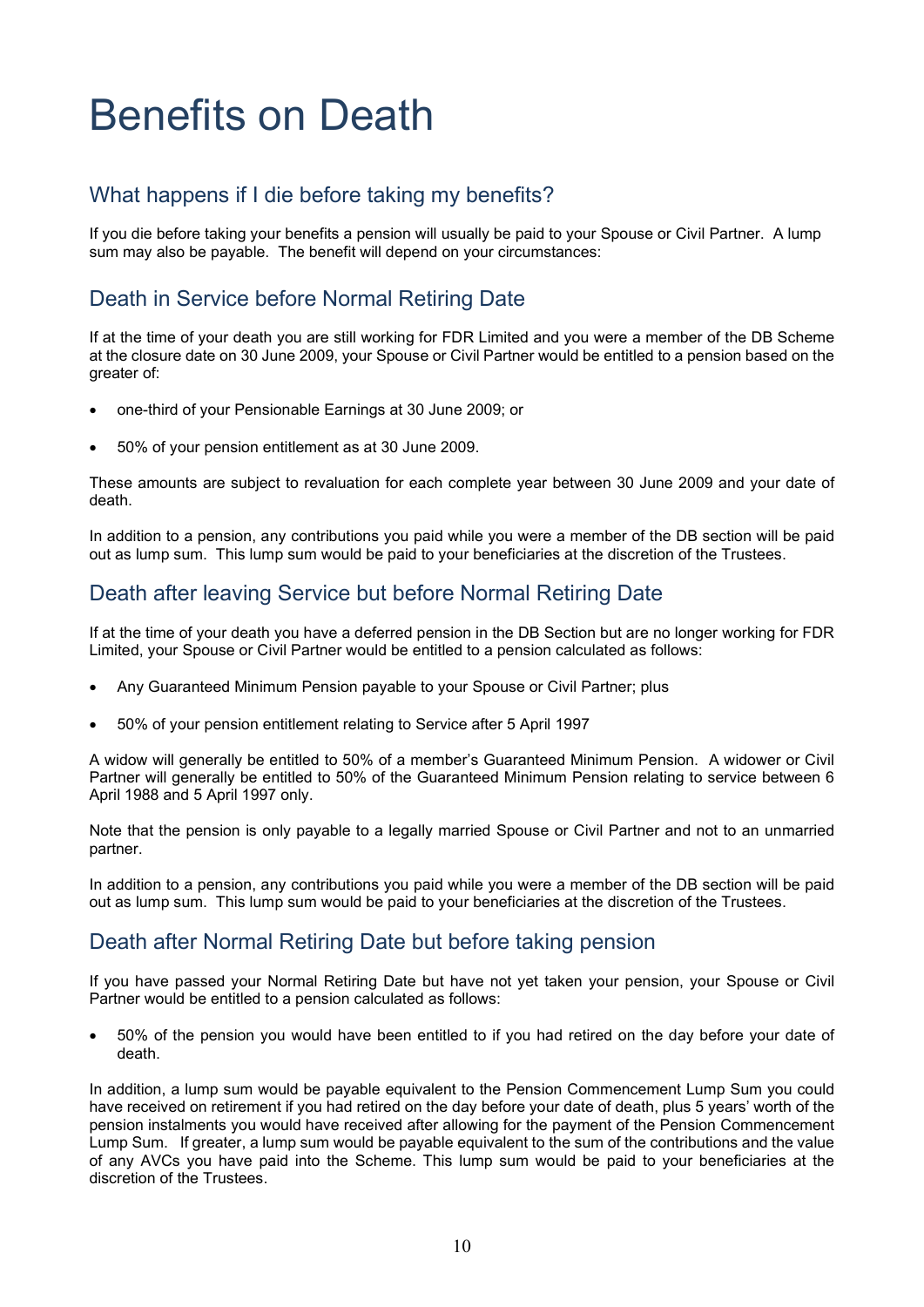# Benefits on Death

## What happens if I die before taking my benefits?

If you die before taking your benefits a pension will usually be paid to your Spouse or Civil Partner. A lump sum may also be payable. The benefit will depend on your circumstances:

## Death in Service before Normal Retiring Date

If at the time of your death you are still working for FDR Limited and you were a member of the DB Scheme at the closure date on 30 June 2009, your Spouse or Civil Partner would be entitled to a pension based on the greater of:

- one-third of your Pensionable Earnings at 30 June 2009; or
- 50% of your pension entitlement as at 30 June 2009.

These amounts are subject to revaluation for each complete year between 30 June 2009 and your date of death.

In addition to a pension, any contributions you paid while you were a member of the DB section will be paid out as lump sum. This lump sum would be paid to your beneficiaries at the discretion of the Trustees.

## Death after leaving Service but before Normal Retiring Date

If at the time of your death you have a deferred pension in the DB Section but are no longer working for FDR Limited, your Spouse or Civil Partner would be entitled to a pension calculated as follows:

- Any Guaranteed Minimum Pension payable to your Spouse or Civil Partner; plus
- 50% of your pension entitlement relating to Service after 5 April 1997

A widow will generally be entitled to 50% of a member's Guaranteed Minimum Pension. A widower or Civil Partner will generally be entitled to 50% of the Guaranteed Minimum Pension relating to service between 6 April 1988 and 5 April 1997 only.

Note that the pension is only payable to a legally married Spouse or Civil Partner and not to an unmarried partner.

In addition to a pension, any contributions you paid while you were a member of the DB section will be paid out as lump sum. This lump sum would be paid to your beneficiaries at the discretion of the Trustees.

## Death after Normal Retiring Date but before taking pension

If you have passed your Normal Retiring Date but have not yet taken your pension, your Spouse or Civil Partner would be entitled to a pension calculated as follows:

- 50% of the pension you would have been entitled to if you had retired on the day before your date of death.

In addition, a lump sum would be payable equivalent to the Pension Commencement Lump Sum you could have received on retirement if you had retired on the day before your date of death, plus 5 years' worth of the pension instalments you would have received after allowing for the payment of the Pension Commencement Lump Sum. If greater, a lump sum would be payable equivalent to the sum of the contributions and the value of any AVCs you have paid into the Scheme. This lump sum would be paid to your beneficiaries at the discretion of the Trustees.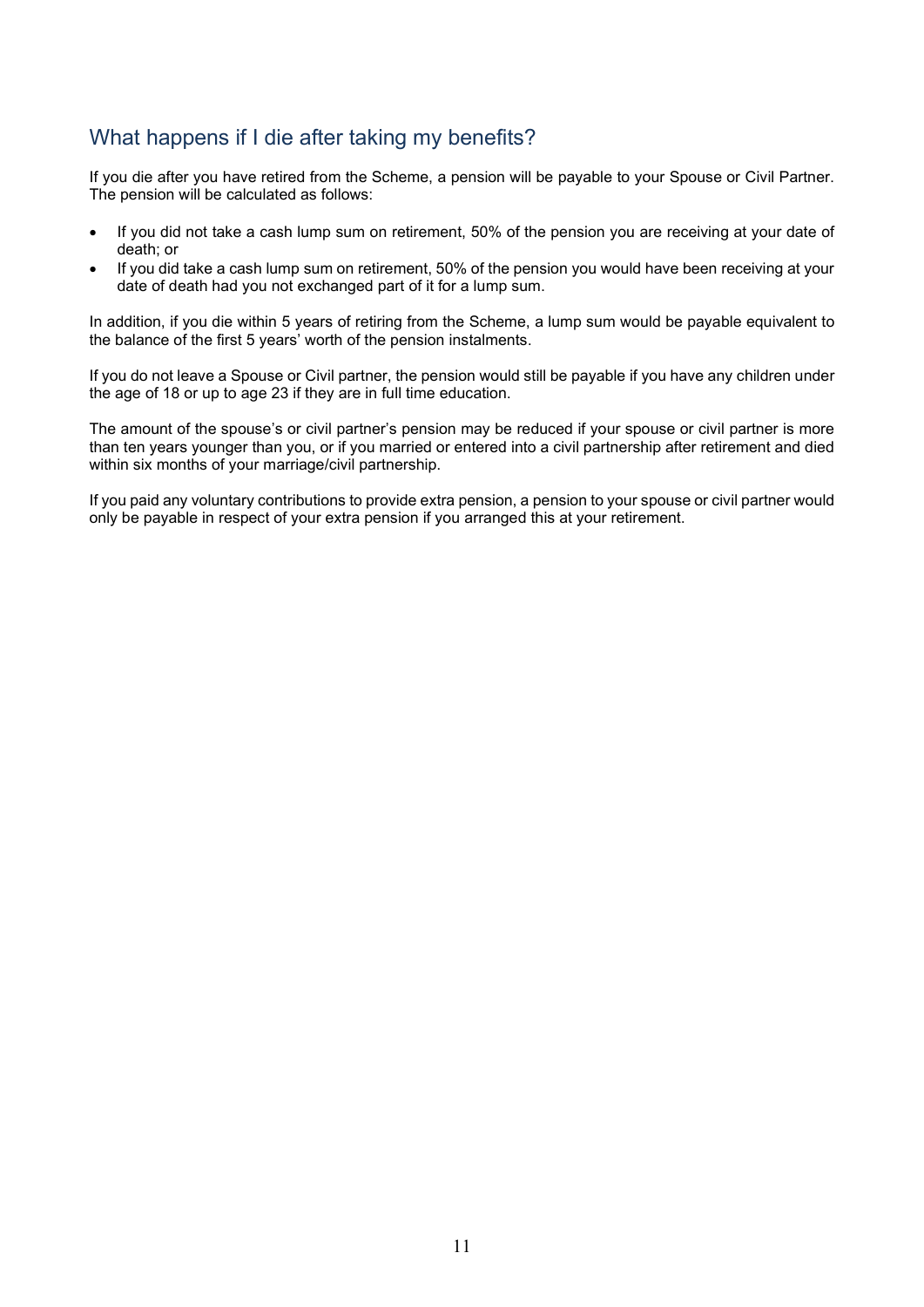## What happens if I die after taking my benefits?

If you die after you have retired from the Scheme, a pension will be payable to your Spouse or Civil Partner. The pension will be calculated as follows:

- If you did not take a cash lump sum on retirement, 50% of the pension you are receiving at your date of death; or
- If you did take a cash lump sum on retirement, 50% of the pension you would have been receiving at your date of death had you not exchanged part of it for a lump sum.

In addition, if you die within 5 years of retiring from the Scheme, a lump sum would be payable equivalent to the balance of the first 5 years' worth of the pension instalments.

If you do not leave a Spouse or Civil partner, the pension would still be payable if you have any children under the age of 18 or up to age 23 if they are in full time education.

The amount of the spouse's or civil partner's pension may be reduced if your spouse or civil partner is more than ten years younger than you, or if you married or entered into a civil partnership after retirement and died within six months of your marriage/civil partnership.

If you paid any voluntary contributions to provide extra pension, a pension to your spouse or civil partner would only be payable in respect of your extra pension if you arranged this at your retirement.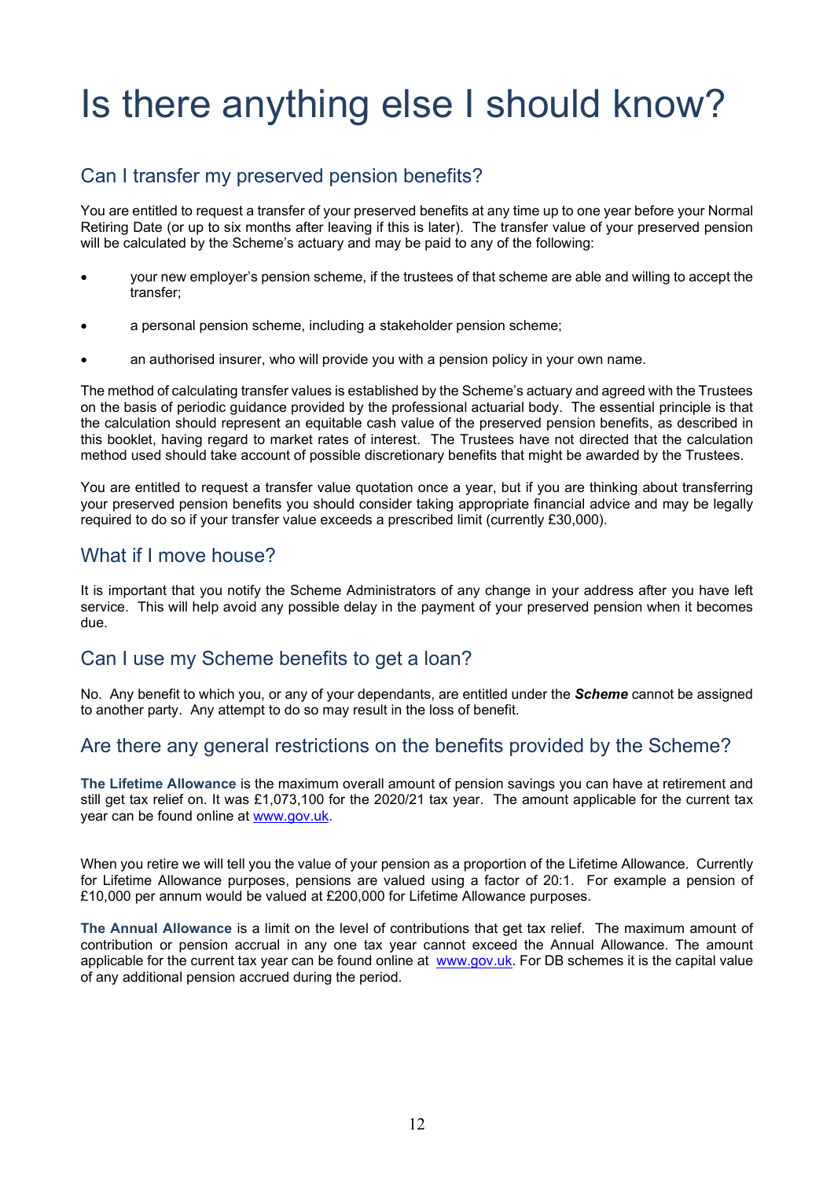# Is there anything else I should know?

## Can I transfer my preserved pension benefits?

You are entitled to request a transfer of your preserved benefits at any time up to one year before your Normal Retiring Date (or up to six months after leaving if this is later). The transfer value of your preserved pension will be calculated by the Scheme's actuary and may be paid to any of the following:

- your new employer's pension scheme, if the trustees of that scheme are able and willing to accept the transfer;
- a personal pension scheme, including a stakeholder pension scheme;
- an authorised insurer, who will provide you with a pension policy in your own name.

The method of calculating transfer values is established by the Scheme's actuary and agreed with the Trustees on the basis of periodic guidance provided by the professional actuarial body. The essential principle is that the calculation should represent an equitable cash value of the preserved pension benefits, as described in this booklet, having regard to market rates of interest. The Trustees have not directed that the calculation method used should take account of possible discretionary benefits that might be awarded by the Trustees.

You are entitled to request a transfer value quotation once a year, but if you are thinking about transferring your preserved pension benefits you should consider taking appropriate financial advice and may be legally required to do so if your transfer value exceeds a prescribed limit (currently £30,000).

## What if I move house?

It is important that you notify the Scheme Administrators of any change in your address after you have left service. This will help avoid any possible delay in the payment of your preserved pension when it becomes due.

## Can I use my Scheme benefits to get a loan?

No. Any benefit to which you, or any of your dependants, are entitled under the ***Scheme*** cannot be assigned to another party. Any attempt to do so may result in the loss of benefit.

## Are there any general restrictions on the benefits provided by the Scheme?

**The Lifetime Allowance** is the maximum overall amount of pension savings you can have at retirement and still get tax relief on. It was £1,073,100 for the 2020/21 tax year. The amount applicable for the current tax year can be found online at www.gov.uk.

When you retire we will tell you the value of your pension as a proportion of the Lifetime Allowance. Currently for Lifetime Allowance purposes, pensions are valued using a factor of 20:1. For example a pension of £10,000 per annum would be valued at £200,000 for Lifetime Allowance purposes.

**The Annual Allowance** is a limit on the level of contributions that get tax relief. The maximum amount of contribution or pension accrual in any one tax year cannot exceed the Annual Allowance. The amount applicable for the current tax year can be found online at www.gov.uk. For DB schemes it is the capital value of any additional pension accrued during the period.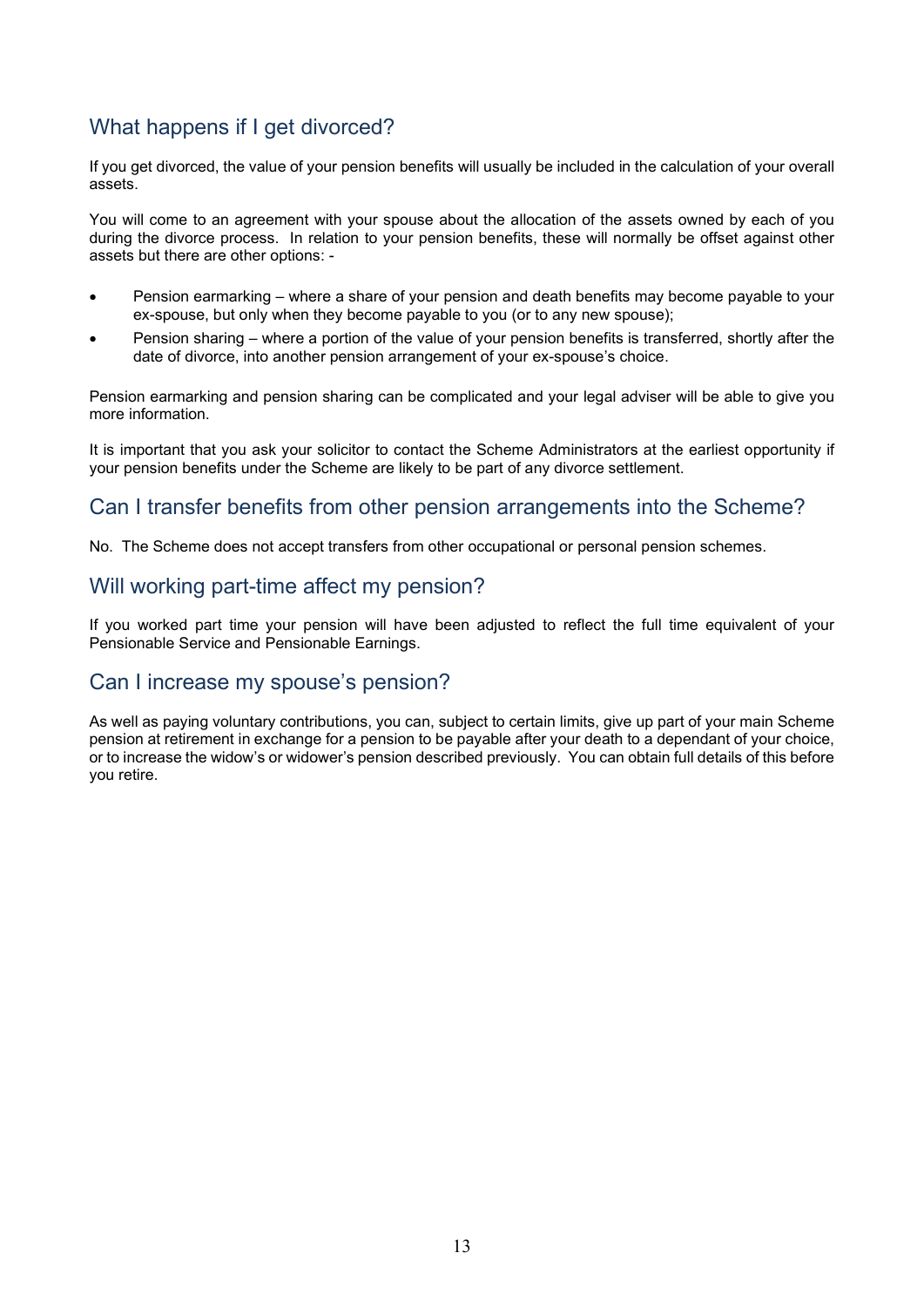## What happens if I get divorced?

If you get divorced, the value of your pension benefits will usually be included in the calculation of your overall assets.

You will come to an agreement with your spouse about the allocation of the assets owned by each of you during the divorce process. In relation to your pension benefits, these will normally be offset against other assets but there are other options: -

- Pension earmarking – where a share of your pension and death benefits may become payable to your ex-spouse, but only when they become payable to you (or to any new spouse);
- Pension sharing – where a portion of the value of your pension benefits is transferred, shortly after the date of divorce, into another pension arrangement of your ex-spouse's choice.

Pension earmarking and pension sharing can be complicated and your legal adviser will be able to give you more information.

It is important that you ask your solicitor to contact the Scheme Administrators at the earliest opportunity if your pension benefits under the Scheme are likely to be part of any divorce settlement.

## Can I transfer benefits from other pension arrangements into the Scheme?

No. The Scheme does not accept transfers from other occupational or personal pension schemes.

## Will working part-time affect my pension?

If you worked part time your pension will have been adjusted to reflect the full time equivalent of your Pensionable Service and Pensionable Earnings.

## Can I increase my spouse's pension?

As well as paying voluntary contributions, you can, subject to certain limits, give up part of your main Scheme pension at retirement in exchange for a pension to be payable after your death to a dependant of your choice, or to increase the widow's or widower's pension described previously. You can obtain full details of this before you retire.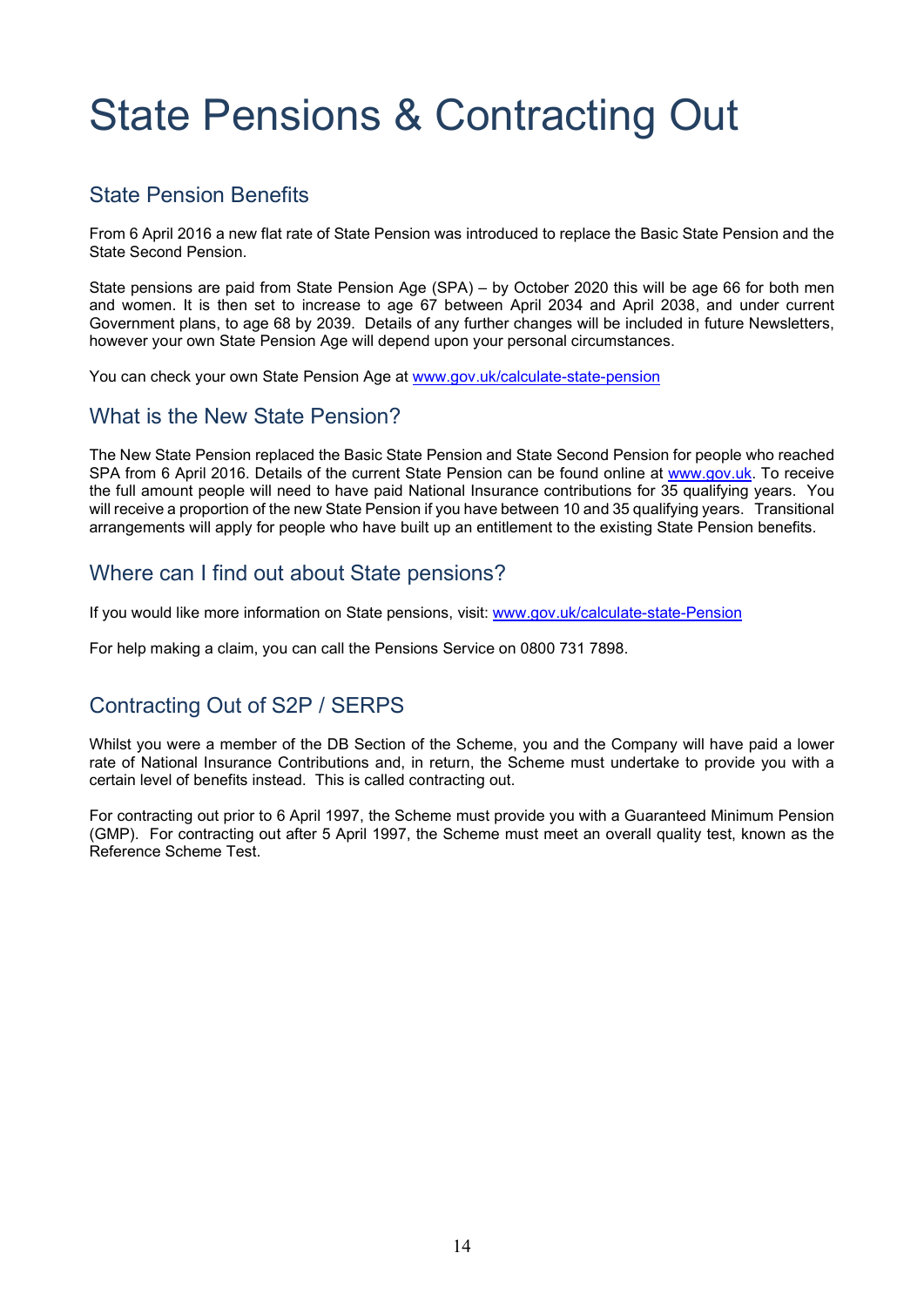# State Pensions & Contracting Out

## State Pension Benefits

From 6 April 2016 a new flat rate of State Pension was introduced to replace the Basic State Pension and the State Second Pension.

State pensions are paid from State Pension Age (SPA) – by October 2020 this will be age 66 for both men and women. It is then set to increase to age 67 between April 2034 and April 2038, and under current Government plans, to age 68 by 2039. Details of any further changes will be included in future Newsletters, however your own State Pension Age will depend upon your personal circumstances.

You can check your own State Pension Age at www.gov.uk/calculate-state-pension

## What is the New State Pension?

The New State Pension replaced the Basic State Pension and State Second Pension for people who reached SPA from 6 April 2016. Details of the current State Pension can be found online at www.gov.uk. To receive the full amount people will need to have paid National Insurance contributions for 35 qualifying years. You will receive a proportion of the new State Pension if you have between 10 and 35 qualifying years. Transitional arrangements will apply for people who have built up an entitlement to the existing State Pension benefits.

## Where can I find out about State pensions?

If you would like more information on State pensions, visit: www.gov.uk/calculate-state-Pension

For help making a claim, you can call the Pensions Service on 0800 731 7898.

## Contracting Out of S2P / SERPS

Whilst you were a member of the DB Section of the Scheme, you and the Company will have paid a lower rate of National Insurance Contributions and, in return, the Scheme must undertake to provide you with a certain level of benefits instead. This is called contracting out.

For contracting out prior to 6 April 1997, the Scheme must provide you with a Guaranteed Minimum Pension (GMP). For contracting out after 5 April 1997, the Scheme must meet an overall quality test, known as the Reference Scheme Test.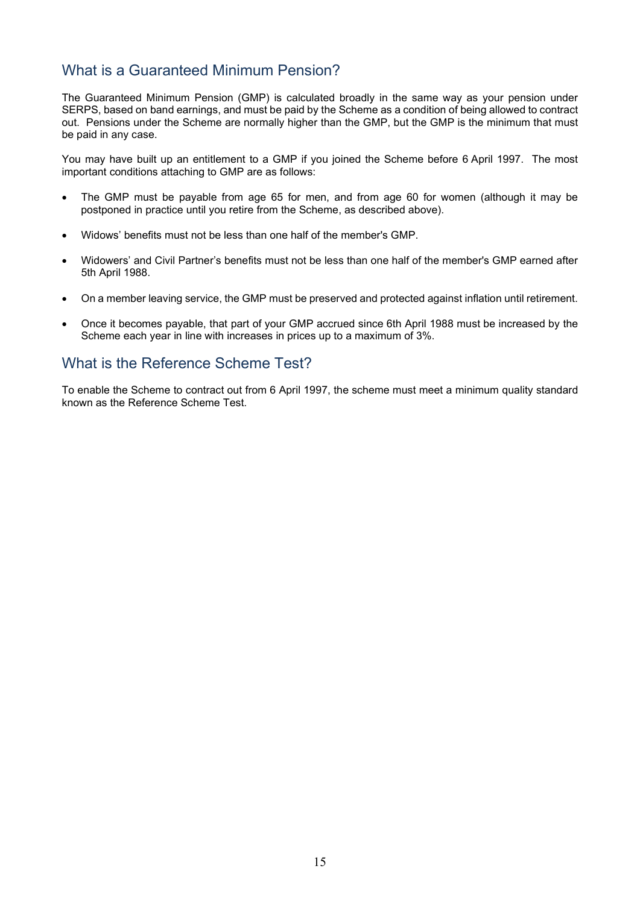## What is a Guaranteed Minimum Pension?

The Guaranteed Minimum Pension (GMP) is calculated broadly in the same way as your pension under SERPS, based on band earnings, and must be paid by the Scheme as a condition of being allowed to contract out. Pensions under the Scheme are normally higher than the GMP, but the GMP is the minimum that must be paid in any case.

You may have built up an entitlement to a GMP if you joined the Scheme before 6 April 1997. The most important conditions attaching to GMP are as follows:

- The GMP must be payable from age 65 for men, and from age 60 for women (although it may be postponed in practice until you retire from the Scheme, as described above).
- Widows' benefits must not be less than one half of the member's GMP.
- Widowers' and Civil Partner's benefits must not be less than one half of the member's GMP earned after 5th April 1988.
- On a member leaving service, the GMP must be preserved and protected against inflation until retirement.
- Once it becomes payable, that part of your GMP accrued since 6th April 1988 must be increased by the Scheme each year in line with increases in prices up to a maximum of 3%.

## What is the Reference Scheme Test?

To enable the Scheme to contract out from 6 April 1997, the scheme must meet a minimum quality standard known as the Reference Scheme Test.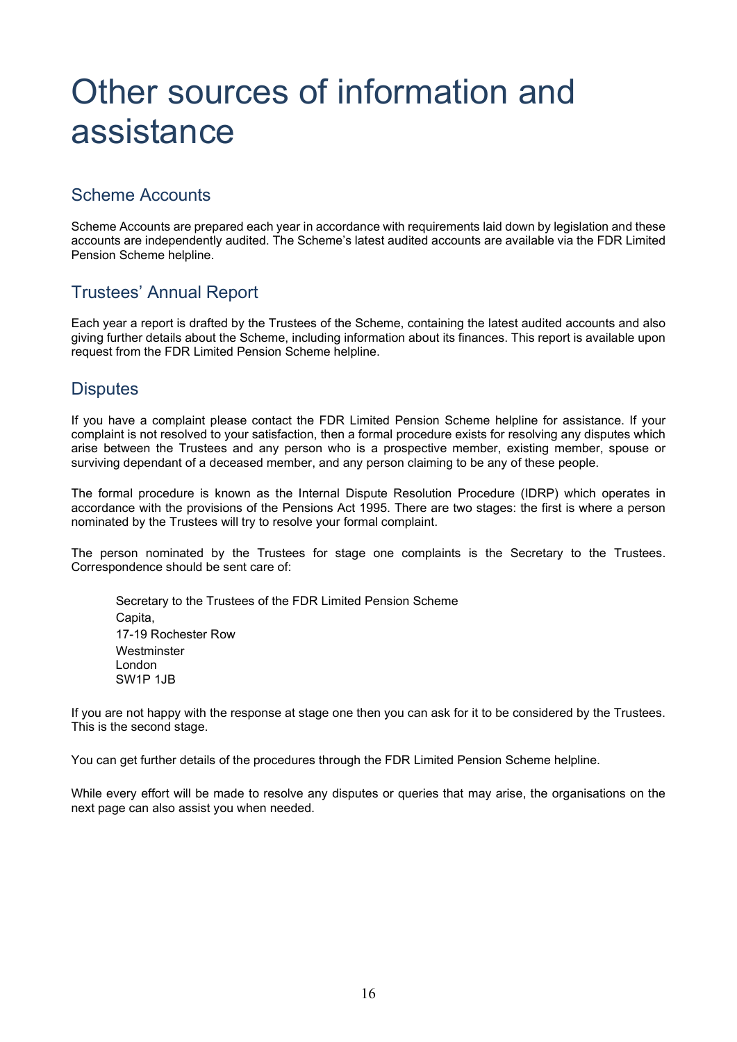# Other sources of information and assistance

## Scheme Accounts

Scheme Accounts are prepared each year in accordance with requirements laid down by legislation and these accounts are independently audited. The Scheme's latest audited accounts are available via the FDR Limited Pension Scheme helpline.

## Trustees' Annual Report

Each year a report is drafted by the Trustees of the Scheme, containing the latest audited accounts and also giving further details about the Scheme, including information about its finances. This report is available upon request from the FDR Limited Pension Scheme helpline.

## Disputes

If you have a complaint please contact the FDR Limited Pension Scheme helpline for assistance. If your complaint is not resolved to your satisfaction, then a formal procedure exists for resolving any disputes which arise between the Trustees and any person who is a prospective member, existing member, spouse or surviving dependant of a deceased member, and any person claiming to be any of these people.

The formal procedure is known as the Internal Dispute Resolution Procedure (IDRP) which operates in accordance with the provisions of the Pensions Act 1995. There are two stages: the first is where a person nominated by the Trustees will try to resolve your formal complaint.

The person nominated by the Trustees for stage one complaints is the Secretary to the Trustees. Correspondence should be sent care of:

> Secretary to the Trustees of the FDR Limited Pension Scheme  
> Capita,  
> 17-19 Rochester Row  
> Westminster  
> London  
> SW1P 1JB

If you are not happy with the response at stage one then you can ask for it to be considered by the Trustees. This is the second stage.

You can get further details of the procedures through the FDR Limited Pension Scheme helpline.

While every effort will be made to resolve any disputes or queries that may arise, the organisations on the next page can also assist you when needed.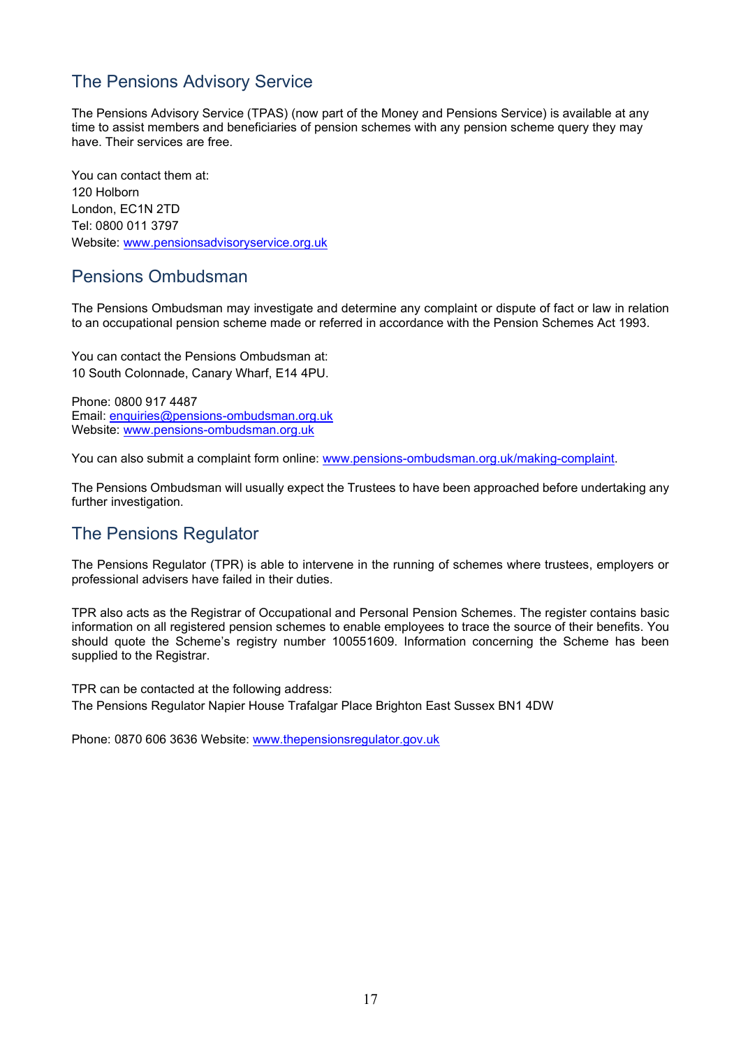## The Pensions Advisory Service

The Pensions Advisory Service (TPAS) (now part of the Money and Pensions Service) is available at any time to assist members and beneficiaries of pension schemes with any pension scheme query they may have. Their services are free.

You can contact them at:
120 Holborn
London, EC1N 2TD
Tel: 0800 011 3797
Website: www.pensionsadvisoryservice.org.uk

## Pensions Ombudsman

The Pensions Ombudsman may investigate and determine any complaint or dispute of fact or law in relation to an occupational pension scheme made or referred in accordance with the Pension Schemes Act 1993.

You can contact the Pensions Ombudsman at:
10 South Colonnade, Canary Wharf, E14 4PU.

Phone: 0800 917 4487
Email: enquiries@pensions-ombudsman.org.uk
Website: www.pensions-ombudsman.org.uk

You can also submit a complaint form online: www.pensions-ombudsman.org.uk/making-complaint.

The Pensions Ombudsman will usually expect the Trustees to have been approached before undertaking any further investigation.

## The Pensions Regulator

The Pensions Regulator (TPR) is able to intervene in the running of schemes where trustees, employers or professional advisers have failed in their duties.

TPR also acts as the Registrar of Occupational and Personal Pension Schemes. The register contains basic information on all registered pension schemes to enable employees to trace the source of their benefits. You should quote the Scheme's registry number 100551609. Information concerning the Scheme has been supplied to the Registrar.

TPR can be contacted at the following address:
The Pensions Regulator Napier House Trafalgar Place Brighton East Sussex BN1 4DW

Phone: 0870 606 3636 Website: www.thepensionsregulator.gov.uk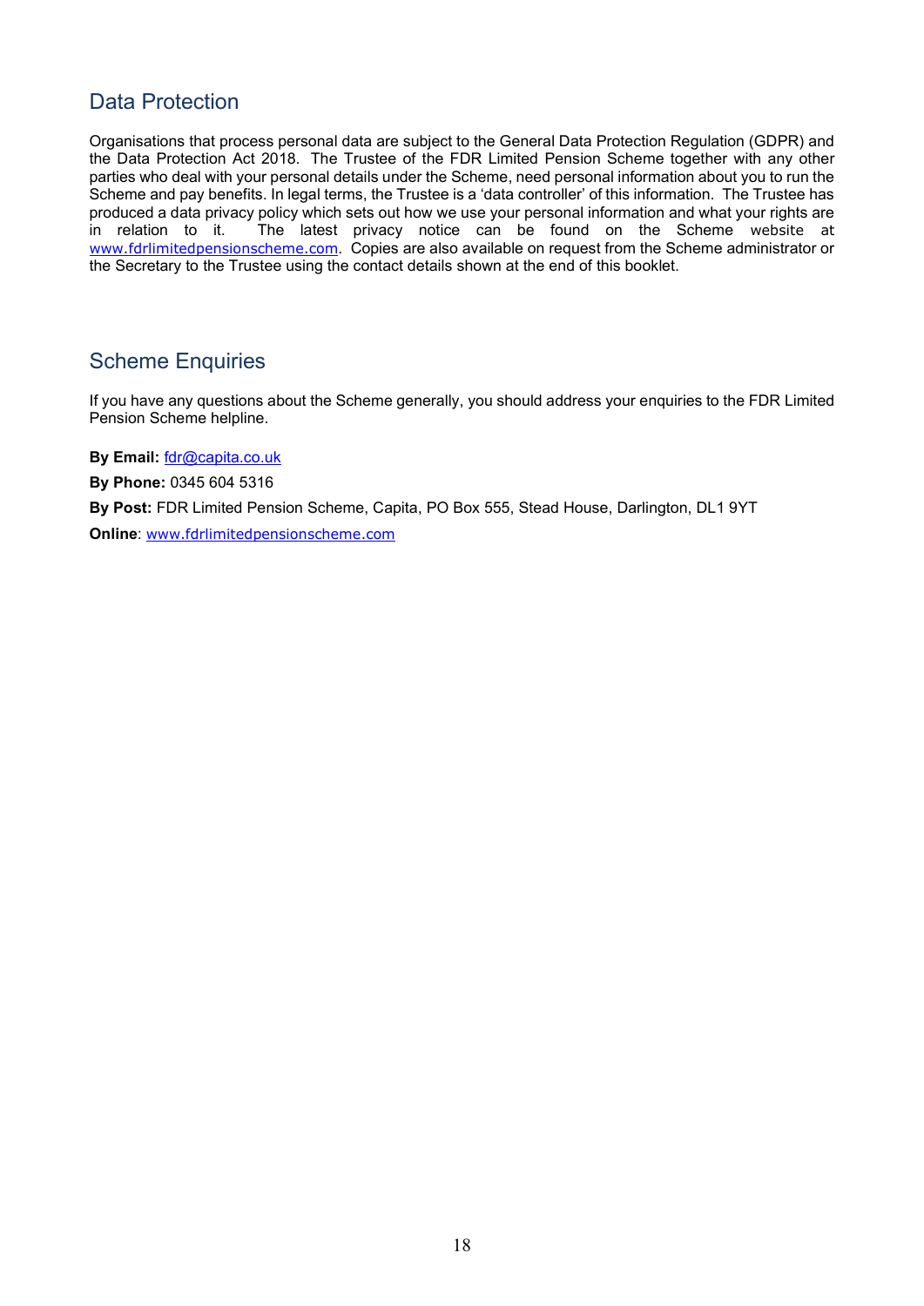## Data Protection

Organisations that process personal data are subject to the General Data Protection Regulation (GDPR) and the Data Protection Act 2018. The Trustee of the FDR Limited Pension Scheme together with any other parties who deal with your personal details under the Scheme, need personal information about you to run the Scheme and pay benefits. In legal terms, the Trustee is a 'data controller' of this information. The Trustee has produced a data privacy policy which sets out how we use your personal information and what your rights are in relation to it. The latest privacy notice can be found on the Scheme website at www.fdrlimitedpensionscheme.com. Copies are also available on request from the Scheme administrator or the Secretary to the Trustee using the contact details shown at the end of this booklet.

## Scheme Enquiries

If you have any questions about the Scheme generally, you should address your enquiries to the FDR Limited Pension Scheme helpline.

**By Email:** fdr@capita.co.uk

**By Phone:** 0345 604 5316

**By Post:** FDR Limited Pension Scheme, Capita, PO Box 555, Stead House, Darlington, DL1 9YT

**Online**: www.fdrlimitedpensionscheme.com